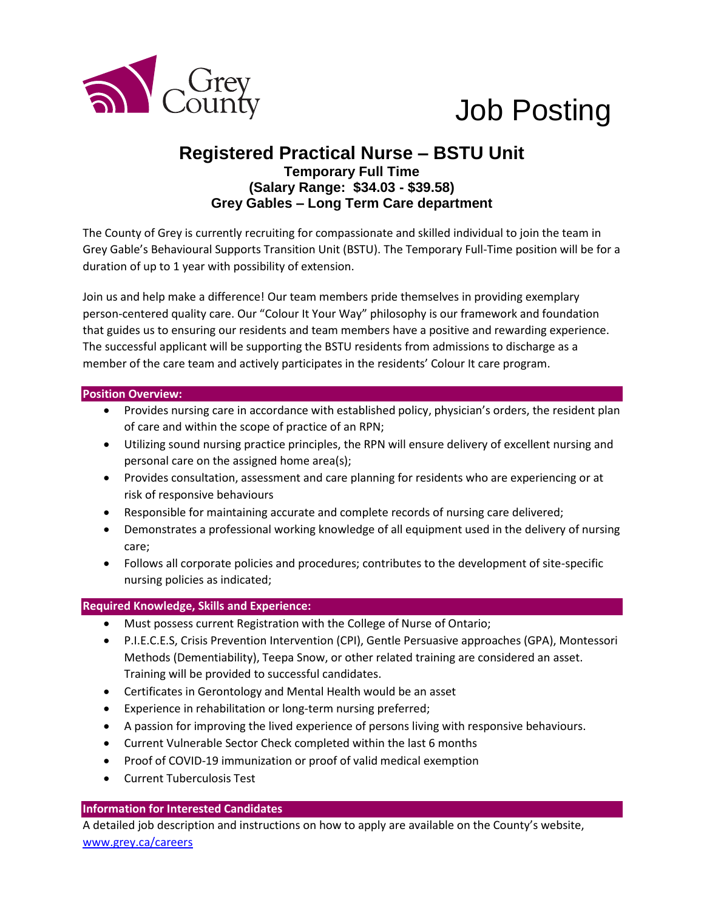Grey County

# Job Posting

## Registered Practical Nurse – BSTU Unit

**Temporary Full Time**
**(Salary Range: $34.03 - $39.58)**
**Grey Gables – Long Term Care department**

The County of Grey is currently recruiting for compassionate and skilled individual to join the team in Grey Gable's Behavioural Supports Transition Unit (BSTU). The Temporary Full-Time position will be for a duration of up to 1 year with possibility of extension.

Join us and help make a difference! Our team members pride themselves in providing exemplary person-centered quality care. Our "Colour It Your Way" philosophy is our framework and foundation that guides us to ensuring our residents and team members have a positive and rewarding experience. The successful applicant will be supporting the BSTU residents from admissions to discharge as a member of the care team and actively participates in the residents' Colour It care program.

### Position Overview:

- Provides nursing care in accordance with established policy, physician's orders, the resident plan of care and within the scope of practice of an RPN;
- Utilizing sound nursing practice principles, the RPN will ensure delivery of excellent nursing and personal care on the assigned home area(s);
- Provides consultation, assessment and care planning for residents who are experiencing or at risk of responsive behaviours
- Responsible for maintaining accurate and complete records of nursing care delivered;
- Demonstrates a professional working knowledge of all equipment used in the delivery of nursing care;
- Follows all corporate policies and procedures; contributes to the development of site-specific nursing policies as indicated;

### Required Knowledge, Skills and Experience:

- Must possess current Registration with the College of Nurse of Ontario;
- P.I.E.C.E.S, Crisis Prevention Intervention (CPI), Gentle Persuasive approaches (GPA), Montessori Methods (Dementiability), Teepa Snow, or other related training are considered an asset. Training will be provided to successful candidates.
- Certificates in Gerontology and Mental Health would be an asset
- Experience in rehabilitation or long-term nursing preferred;
- A passion for improving the lived experience of persons living with responsive behaviours.
- Current Vulnerable Sector Check completed within the last 6 months
- Proof of COVID-19 immunization or proof of valid medical exemption
- Current Tuberculosis Test

### Information for Interested Candidates

A detailed job description and instructions on how to apply are available on the County's website, [www.grey.ca/careers](http://www.grey.ca/careers)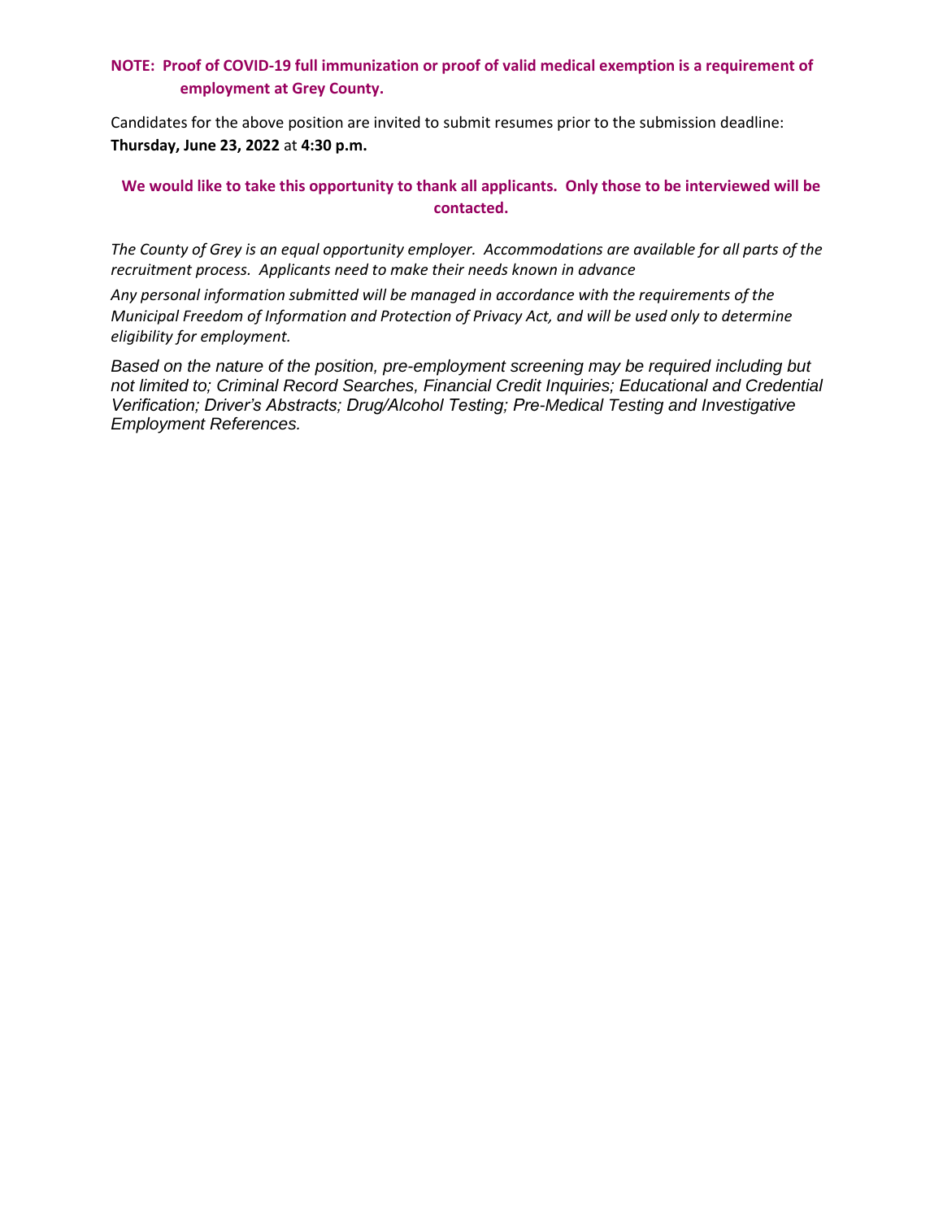**NOTE: Proof of COVID-19 full immunization or proof of valid medical exemption is a requirement of employment at Grey County.**

Candidates for the above position are invited to submit resumes prior to the submission deadline: **Thursday, June 23, 2022** at **4:30 p.m.**

**We would like to take this opportunity to thank all applicants. Only those to be interviewed will be contacted.**

*The County of Grey is an equal opportunity employer. Accommodations are available for all parts of the recruitment process. Applicants need to make their needs known in advance*

*Any personal information submitted will be managed in accordance with the requirements of the Municipal Freedom of Information and Protection of Privacy Act, and will be used only to determine eligibility for employment.*

*Based on the nature of the position, pre-employment screening may be required including but not limited to; Criminal Record Searches, Financial Credit Inquiries; Educational and Credential Verification; Driver's Abstracts; Drug/Alcohol Testing; Pre-Medical Testing and Investigative Employment References.*